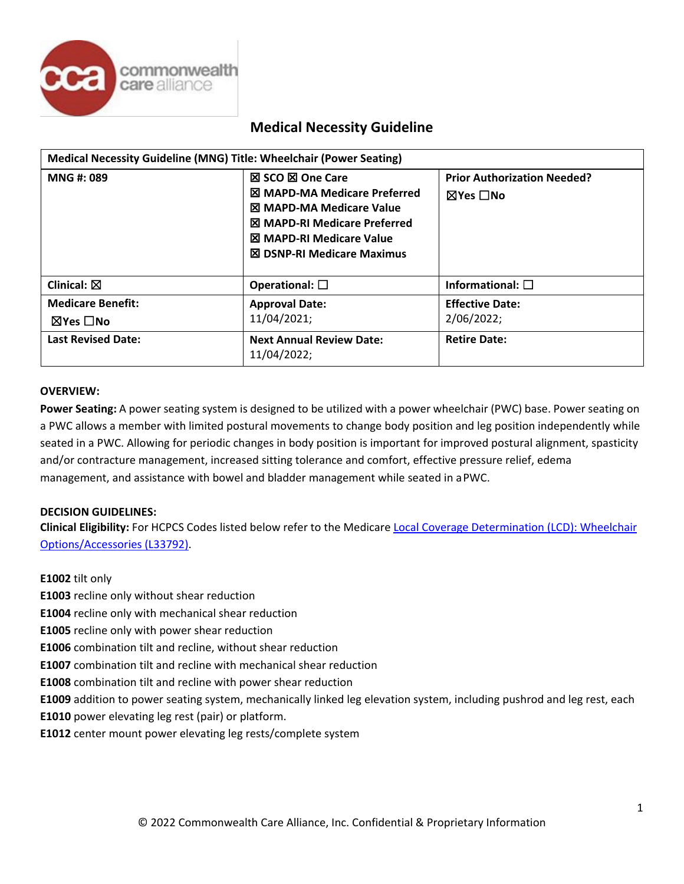# Medical Necessity Guideline

| Medical Necessity Guideline (MNG) Title: Wheelchair (Power Seating) | | |
|---|---|---|
| **MNG #: 089** | ☒ SCO ☒ One Care<br>☒ MAPD-MA Medicare Preferred<br>☒ MAPD-MA Medicare Value<br>☒ MAPD-RI Medicare Preferred<br>☒ MAPD-RI Medicare Value<br>☒ DSNP-RI Medicare Maximus | **Prior Authorization Needed?**<br>☒Yes ☐No |
| **Clinical:** ☒ | **Operational:** ☐ | **Informational:** ☐ |
| **Medicare Benefit:**<br>☒Yes ☐No | **Approval Date:**<br>11/04/2021; | **Effective Date:**<br>2/06/2022; |
| **Last Revised Date:** | **Next Annual Review Date:**<br>11/04/2022; | **Retire Date:** |

## OVERVIEW:

**Power Seating:** A power seating system is designed to be utilized with a power wheelchair (PWC) base. Power seating on a PWC allows a member with limited postural movements to change body position and leg position independently while seated in a PWC. Allowing for periodic changes in body position is important for improved postural alignment, spasticity and/or contracture management, increased sitting tolerance and comfort, effective pressure relief, edema management, and assistance with bowel and bladder management while seated in a PWC.

## DECISION GUIDELINES:

**Clinical Eligibility:** For HCPCS Codes listed below refer to the Medicare Local Coverage Determination (LCD): Wheelchair Options/Accessories (L33792).

**E1002** tilt only
**E1003** recline only without shear reduction
**E1004** recline only with mechanical shear reduction
**E1005** recline only with power shear reduction
**E1006** combination tilt and recline, without shear reduction
**E1007** combination tilt and recline with mechanical shear reduction
**E1008** combination tilt and recline with power shear reduction
**E1009** addition to power seating system, mechanically linked leg elevation system, including pushrod and leg rest, each
**E1010** power elevating leg rest (pair) or platform.
**E1012** center mount power elevating leg rests/complete system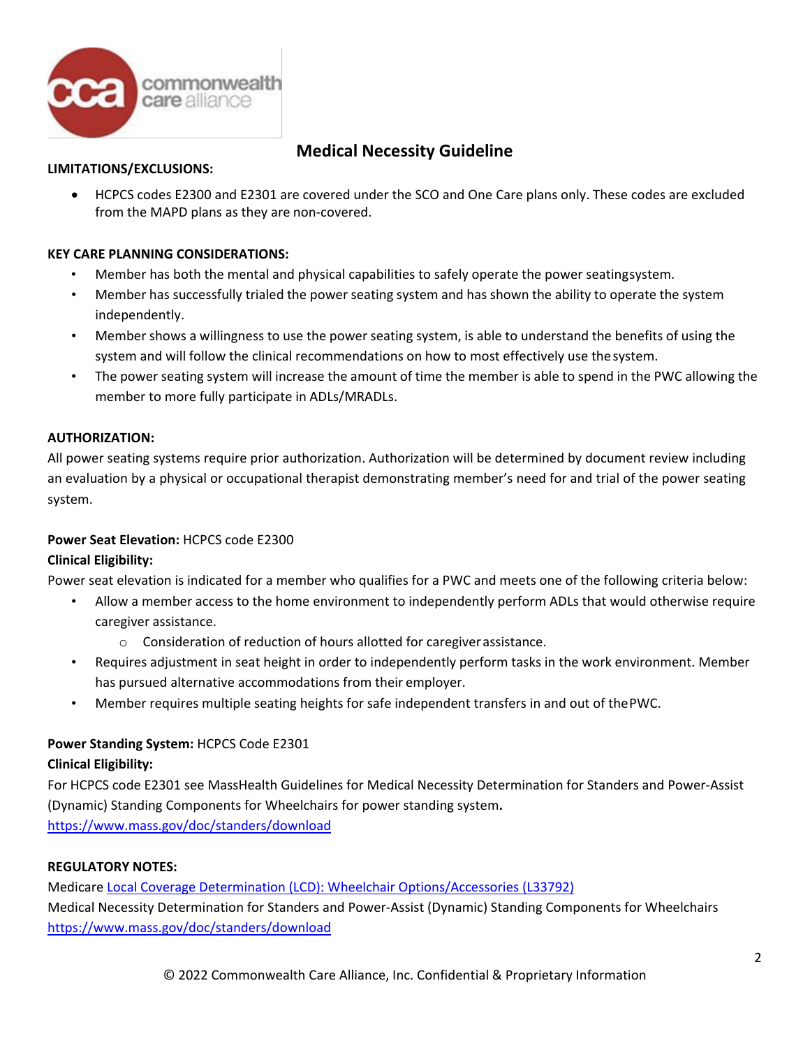## Medical Necessity Guideline

**LIMITATIONS/EXCLUSIONS:**

- HCPCS codes E2300 and E2301 are covered under the SCO and One Care plans only. These codes are excluded from the MAPD plans as they are non-covered.

**KEY CARE PLANNING CONSIDERATIONS:**

- Member has both the mental and physical capabilities to safely operate the power seating system.
- Member has successfully trialed the power seating system and has shown the ability to operate the system independently.
- Member shows a willingness to use the power seating system, is able to understand the benefits of using the system and will follow the clinical recommendations on how to most effectively use the system.
- The power seating system will increase the amount of time the member is able to spend in the PWC allowing the member to more fully participate in ADLs/MRADLs.

**AUTHORIZATION:**

All power seating systems require prior authorization. Authorization will be determined by document review including an evaluation by a physical or occupational therapist demonstrating member's need for and trial of the power seating system.

**Power Seat Elevation:** HCPCS code E2300

**Clinical Eligibility:**

Power seat elevation is indicated for a member who qualifies for a PWC and meets one of the following criteria below:

- Allow a member access to the home environment to independently perform ADLs that would otherwise require caregiver assistance.
  - Consideration of reduction of hours allotted for caregiver assistance.
- Requires adjustment in seat height in order to independently perform tasks in the work environment. Member has pursued alternative accommodations from their employer.
- Member requires multiple seating heights for safe independent transfers in and out of the PWC.

**Power Standing System:** HCPCS Code E2301

**Clinical Eligibility:**

For HCPCS code E2301 see MassHealth Guidelines for Medical Necessity Determination for Standers and Power-Assist (Dynamic) Standing Components for Wheelchairs for power standing system.

https://www.mass.gov/doc/standers/download

**REGULATORY NOTES:**

Medicare Local Coverage Determination (LCD): Wheelchair Options/Accessories (L33792)

Medical Necessity Determination for Standers and Power-Assist (Dynamic) Standing Components for Wheelchairs

https://www.mass.gov/doc/standers/download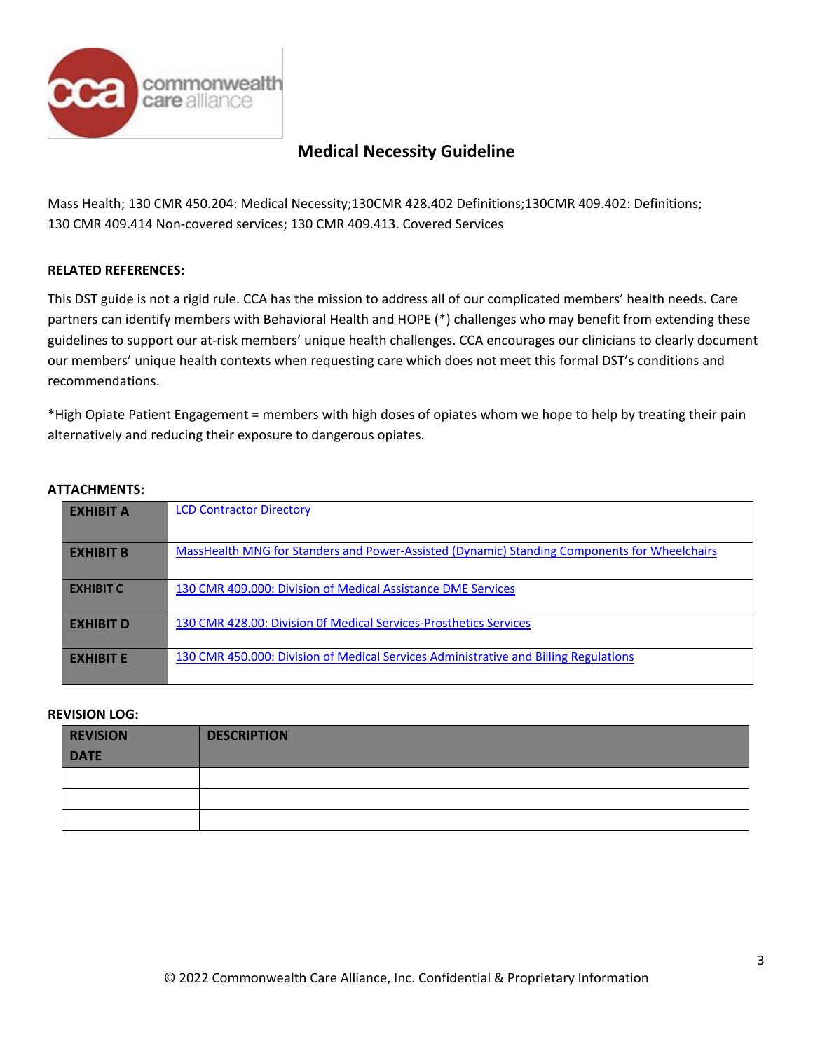## Medical Necessity Guideline

Mass Health; 130 CMR 450.204: Medical Necessity;130CMR 428.402 Definitions;130CMR 409.402: Definitions; 130 CMR 409.414 Non-covered services; 130 CMR 409.413. Covered Services

**RELATED REFERENCES:**

This DST guide is not a rigid rule. CCA has the mission to address all of our complicated members' health needs. Care partners can identify members with Behavioral Health and HOPE (*) challenges who may benefit from extending these guidelines to support our at-risk members' unique health challenges. CCA encourages our clinicians to clearly document our members' unique health contexts when requesting care which does not meet this formal DST's conditions and recommendations.

*High Opiate Patient Engagement = members with high doses of opiates whom we hope to help by treating their pain alternatively and reducing their exposure to dangerous opiates.

**ATTACHMENTS:**

| | |
|---|---|
| **EXHIBIT A** | LCD Contractor Directory |
| **EXHIBIT B** | MassHealth MNG for Standers and Power-Assisted (Dynamic) Standing Components for Wheelchairs |
| **EXHIBIT C** | 130 CMR 409.000: Division of Medical Assistance DME Services |
| **EXHIBIT D** | 130 CMR 428.00: Division Of Medical Services-Prosthetics Services |
| **EXHIBIT E** | 130 CMR 450.000: Division of Medical Services Administrative and Billing Regulations |

**REVISION LOG:**

| REVISION DATE | DESCRIPTION |
|---|---|
| | |
| | |
| | |

© 2022 Commonwealth Care Alliance, Inc. Confidential & Proprietary Information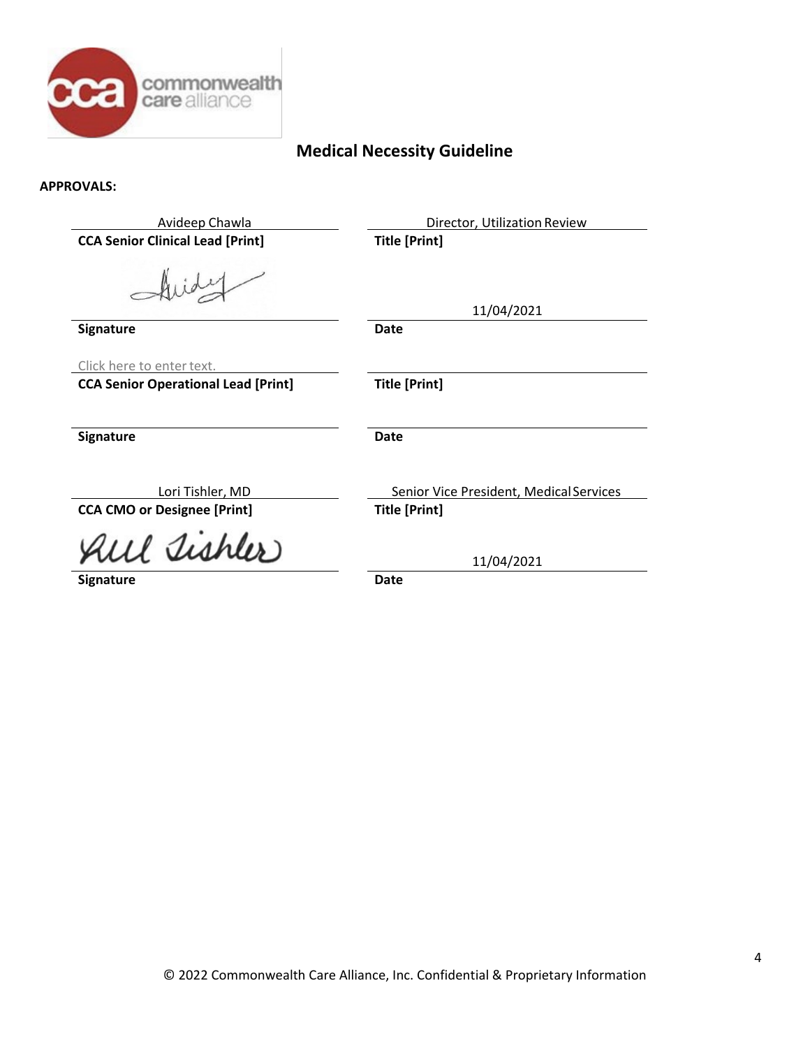# Medical Necessity Guideline

**APPROVALS:**

| | |
|---|---|
| Avideep Chawla | Director, Utilization Review |
| **CCA Senior Clinical Lead [Print]** | **Title [Print]** |
| | 11/04/2021 |
| **Signature** | **Date** |
| Click here to enter text. | |
| **CCA Senior Operational Lead [Print]** | **Title [Print]** |
| | |
| **Signature** | **Date** |
| Lori Tishler, MD | Senior Vice President, Medical Services |
| **CCA CMO or Designee [Print]** | **Title [Print]** |
| | 11/04/2021 |
| **Signature** | **Date** |

© 2022 Commonwealth Care Alliance, Inc. Confidential & Proprietary Information